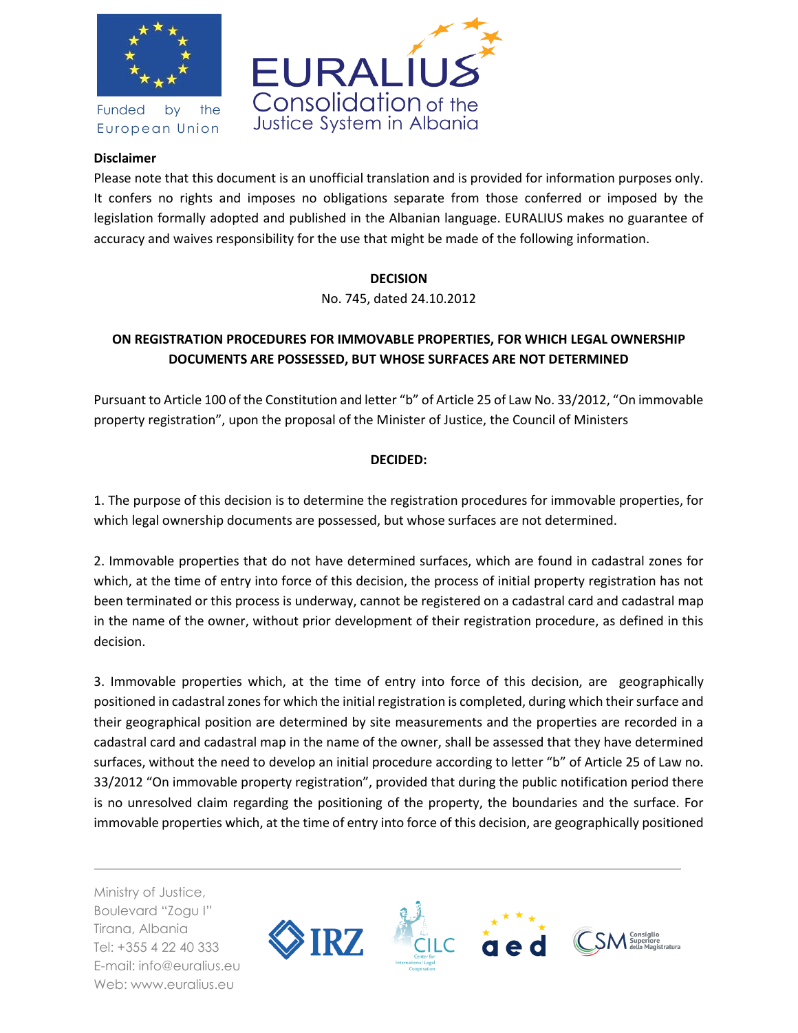**Disclaimer**

Please note that this document is an unofficial translation and is provided for information purposes only. It confers no rights and imposes no obligations separate from those conferred or imposed by the legislation formally adopted and published in the Albanian language. EURALIUS makes no guarantee of accuracy and waives responsibility for the use that might be made of the following information.

**DECISION**

No. 745, dated 24.10.2012

**ON REGISTRATION PROCEDURES FOR IMMOVABLE PROPERTIES, FOR WHICH LEGAL OWNERSHIP DOCUMENTS ARE POSSESSED, BUT WHOSE SURFACES ARE NOT DETERMINED**

Pursuant to Article 100 of the Constitution and letter "b" of Article 25 of Law No. 33/2012, "On immovable property registration", upon the proposal of the Minister of Justice, the Council of Ministers

**DECIDED:**

1. The purpose of this decision is to determine the registration procedures for immovable properties, for which legal ownership documents are possessed, but whose surfaces are not determined.

2. Immovable properties that do not have determined surfaces, which are found in cadastral zones for which, at the time of entry into force of this decision, the process of initial property registration has not been terminated or this process is underway, cannot be registered on a cadastral card and cadastral map in the name of the owner, without prior development of their registration procedure, as defined in this decision.

3. Immovable properties which, at the time of entry into force of this decision, are geographically positioned in cadastral zones for which the initial registration is completed, during which their surface and their geographical position are determined by site measurements and the properties are recorded in a cadastral card and cadastral map in the name of the owner, shall be assessed that they have determined surfaces, without the need to develop an initial procedure according to letter "b" of Article 25 of Law no. 33/2012 "On immovable property registration", provided that during the public notification period there is no unresolved claim regarding the positioning of the property, the boundaries and the surface. For immovable properties which, at the time of entry into force of this decision, are geographically positioned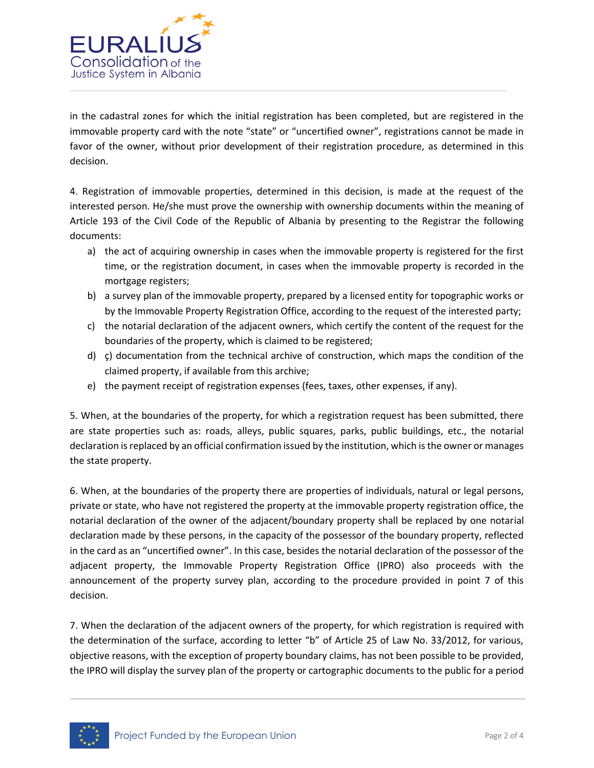in the cadastral zones for which the initial registration has been completed, but are registered in the immovable property card with the note "state" or "uncertified owner", registrations cannot be made in favor of the owner, without prior development of their registration procedure, as determined in this decision.

4. Registration of immovable properties, determined in this decision, is made at the request of the interested person. He/she must prove the ownership with ownership documents within the meaning of Article 193 of the Civil Code of the Republic of Albania by presenting to the Registrar the following documents:

a) the act of acquiring ownership in cases when the immovable property is registered for the first time, or the registration document, in cases when the immovable property is recorded in the mortgage registers;
b) a survey plan of the immovable property, prepared by a licensed entity for topographic works or by the Immovable Property Registration Office, according to the request of the interested party;
c) the notarial declaration of the adjacent owners, which certify the content of the request for the boundaries of the property, which is claimed to be registered;
d) ç) documentation from the technical archive of construction, which maps the condition of the claimed property, if available from this archive;
e) the payment receipt of registration expenses (fees, taxes, other expenses, if any).

5. When, at the boundaries of the property, for which a registration request has been submitted, there are state properties such as: roads, alleys, public squares, parks, public buildings, etc., the notarial declaration is replaced by an official confirmation issued by the institution, which is the owner or manages the state property.

6. When, at the boundaries of the property there are properties of individuals, natural or legal persons, private or state, who have not registered the property at the immovable property registration office, the notarial declaration of the owner of the adjacent/boundary property shall be replaced by one notarial declaration made by these persons, in the capacity of the possessor of the boundary property, reflected in the card as an "uncertified owner". In this case, besides the notarial declaration of the possessor of the adjacent property, the Immovable Property Registration Office (IPRO) also proceeds with the announcement of the property survey plan, according to the procedure provided in point 7 of this decision.

7. When the declaration of the adjacent owners of the property, for which registration is required with the determination of the surface, according to letter "b" of Article 25 of Law No. 33/2012, for various, objective reasons, with the exception of property boundary claims, has not been possible to be provided, the IPRO will display the survey plan of the property or cartographic documents to the public for a period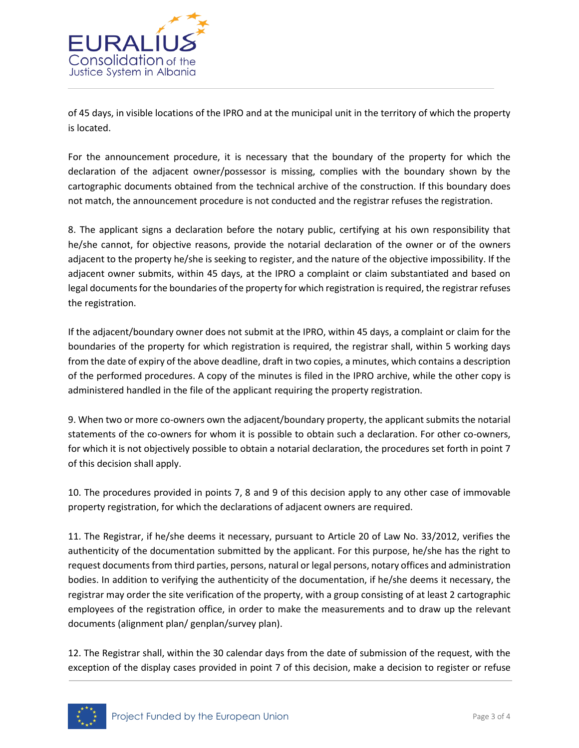of 45 days, in visible locations of the IPRO and at the municipal unit in the territory of which the property is located.

For the announcement procedure, it is necessary that the boundary of the property for which the declaration of the adjacent owner/possessor is missing, complies with the boundary shown by the cartographic documents obtained from the technical archive of the construction. If this boundary does not match, the announcement procedure is not conducted and the registrar refuses the registration.

8. The applicant signs a declaration before the notary public, certifying at his own responsibility that he/she cannot, for objective reasons, provide the notarial declaration of the owner or of the owners adjacent to the property he/she is seeking to register, and the nature of the objective impossibility. If the adjacent owner submits, within 45 days, at the IPRO a complaint or claim substantiated and based on legal documents for the boundaries of the property for which registration is required, the registrar refuses the registration.

If the adjacent/boundary owner does not submit at the IPRO, within 45 days, a complaint or claim for the boundaries of the property for which registration is required, the registrar shall, within 5 working days from the date of expiry of the above deadline, draft in two copies, a minutes, which contains a description of the performed procedures. A copy of the minutes is filed in the IPRO archive, while the other copy is administered handled in the file of the applicant requiring the property registration.

9. When two or more co-owners own the adjacent/boundary property, the applicant submits the notarial statements of the co-owners for whom it is possible to obtain such a declaration. For other co-owners, for which it is not objectively possible to obtain a notarial declaration, the procedures set forth in point 7 of this decision shall apply.

10. The procedures provided in points 7, 8 and 9 of this decision apply to any other case of immovable property registration, for which the declarations of adjacent owners are required.

11. The Registrar, if he/she deems it necessary, pursuant to Article 20 of Law No. 33/2012, verifies the authenticity of the documentation submitted by the applicant. For this purpose, he/she has the right to request documents from third parties, persons, natural or legal persons, notary offices and administration bodies. In addition to verifying the authenticity of the documentation, if he/she deems it necessary, the registrar may order the site verification of the property, with a group consisting of at least 2 cartographic employees of the registration office, in order to make the measurements and to draw up the relevant documents (alignment plan/ genplan/survey plan).

12. The Registrar shall, within the 30 calendar days from the date of submission of the request, with the exception of the display cases provided in point 7 of this decision, make a decision to register or refuse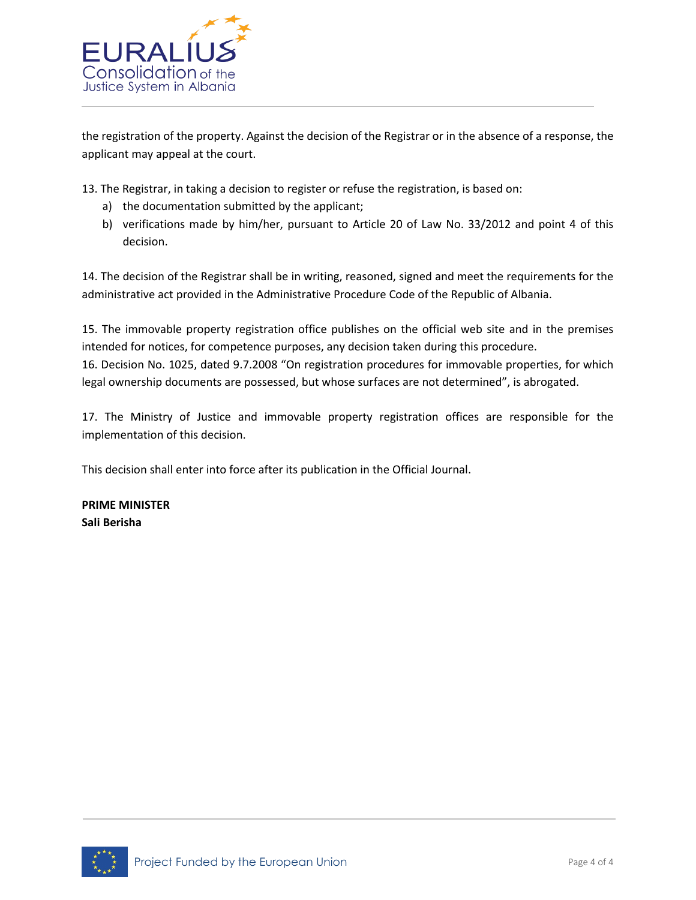the registration of the property. Against the decision of the Registrar or in the absence of a response, the applicant may appeal at the court.

13. The Registrar, in taking a decision to register or refuse the registration, is based on:
   a) the documentation submitted by the applicant;
   b) verifications made by him/her, pursuant to Article 20 of Law No. 33/2012 and point 4 of this decision.

14. The decision of the Registrar shall be in writing, reasoned, signed and meet the requirements for the administrative act provided in the Administrative Procedure Code of the Republic of Albania.

15. The immovable property registration office publishes on the official web site and in the premises intended for notices, for competence purposes, any decision taken during this procedure.
16. Decision No. 1025, dated 9.7.2008 "On registration procedures for immovable properties, for which legal ownership documents are possessed, but whose surfaces are not determined", is abrogated.

17. The Ministry of Justice and immovable property registration offices are responsible for the implementation of this decision.

This decision shall enter into force after its publication in the Official Journal.

**PRIME MINISTER**
**Sali Berisha**